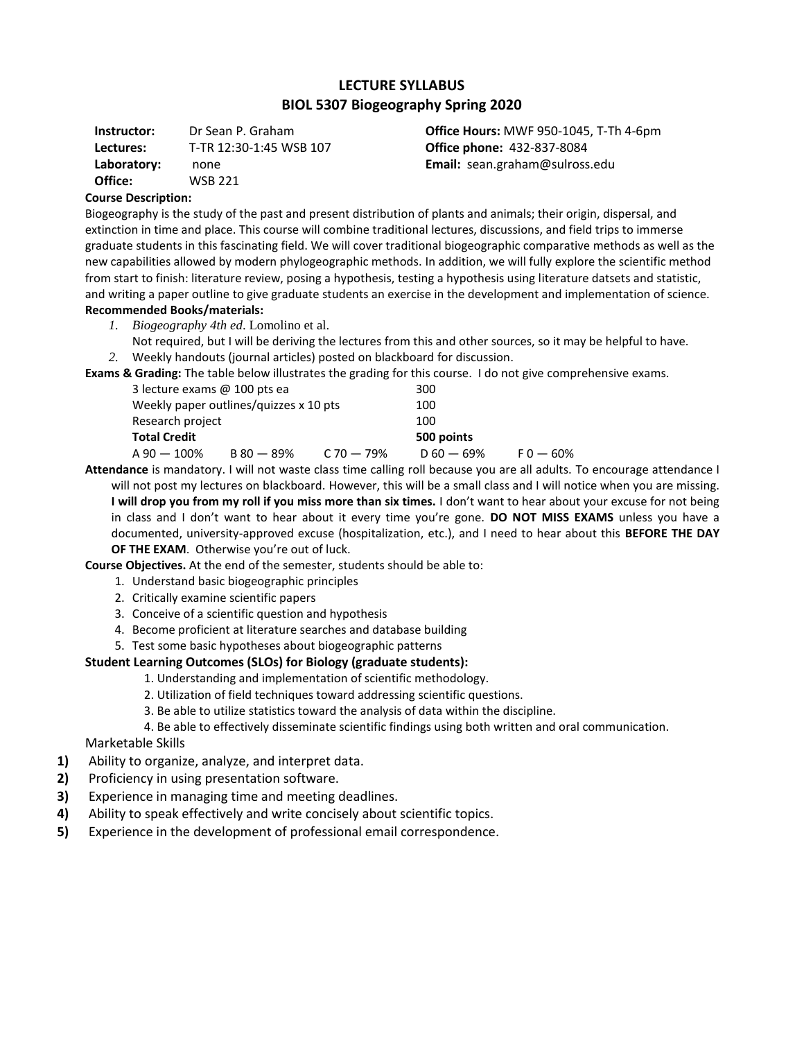# LECTURE SYLLABUS
## BIOL 5307 Biogeography Spring 2020

**Instructor:** Dr Sean P. Graham
**Lectures:** T-TR 12:30-1:45 WSB 107
**Laboratory:** none
**Office:** WSB 221

**Office Hours:** MWF 950-1045, T-Th 4-6pm
**Office phone:** 432-837-8084
**Email:** sean.graham@sulross.edu

**Course Description:**
Biogeography is the study of the past and present distribution of plants and animals; their origin, dispersal, and extinction in time and place. This course will combine traditional lectures, discussions, and field trips to immerse graduate students in this fascinating field. We will cover traditional biogeographic comparative methods as well as the new capabilities allowed by modern phylogeographic methods. In addition, we will fully explore the scientific method from start to finish: literature review, posing a hypothesis, testing a hypothesis using literature datsets and statistic, and writing a paper outline to give graduate students an exercise in the development and implementation of science.

**Recommended Books/materials:**

1. *Biogeography 4th ed.* Lomolino et al.
   Not required, but I will be deriving the lectures from this and other sources, so it may be helpful to have.
2. Weekly handouts (journal articles) posted on blackboard for discussion.

**Exams & Grading:** The table below illustrates the grading for this course. I do not give comprehensive exams.

| | |
|---|---|
| 3 lecture exams @ 100 pts ea | 300 |
| Weekly paper outlines/quizzes x 10 pts | 100 |
| Research project | 100 |
| **Total Credit** | **500 points** |

A 90 — 100% B 80 — 89% C 70 — 79% D 60 — 69% F 0 — 60%

**Attendance** is mandatory. I will not waste class time calling roll because you are all adults. To encourage attendance I will not post my lectures on blackboard. However, this will be a small class and I will notice when you are missing. **I will drop you from my roll if you miss more than six times.** I don't want to hear about your excuse for not being in class and I don't want to hear about it every time you're gone. **DO NOT MISS EXAMS** unless you have a documented, university-approved excuse (hospitalization, etc.), and I need to hear about this **BEFORE THE DAY OF THE EXAM**. Otherwise you're out of luck.

**Course Objectives.** At the end of the semester, students should be able to:

1. Understand basic biogeographic principles
2. Critically examine scientific papers
3. Conceive of a scientific question and hypothesis
4. Become proficient at literature searches and database building
5. Test some basic hypotheses about biogeographic patterns

**Student Learning Outcomes (SLOs) for Biology (graduate students):**

1. Understanding and implementation of scientific methodology.
2. Utilization of field techniques toward addressing scientific questions.
3. Be able to utilize statistics toward the analysis of data within the discipline.
4. Be able to effectively disseminate scientific findings using both written and oral communication.

Marketable Skills

1) Ability to organize, analyze, and interpret data.
2) Proficiency in using presentation software.
3) Experience in managing time and meeting deadlines.
4) Ability to speak effectively and write concisely about scientific topics.
5) Experience in the development of professional email correspondence.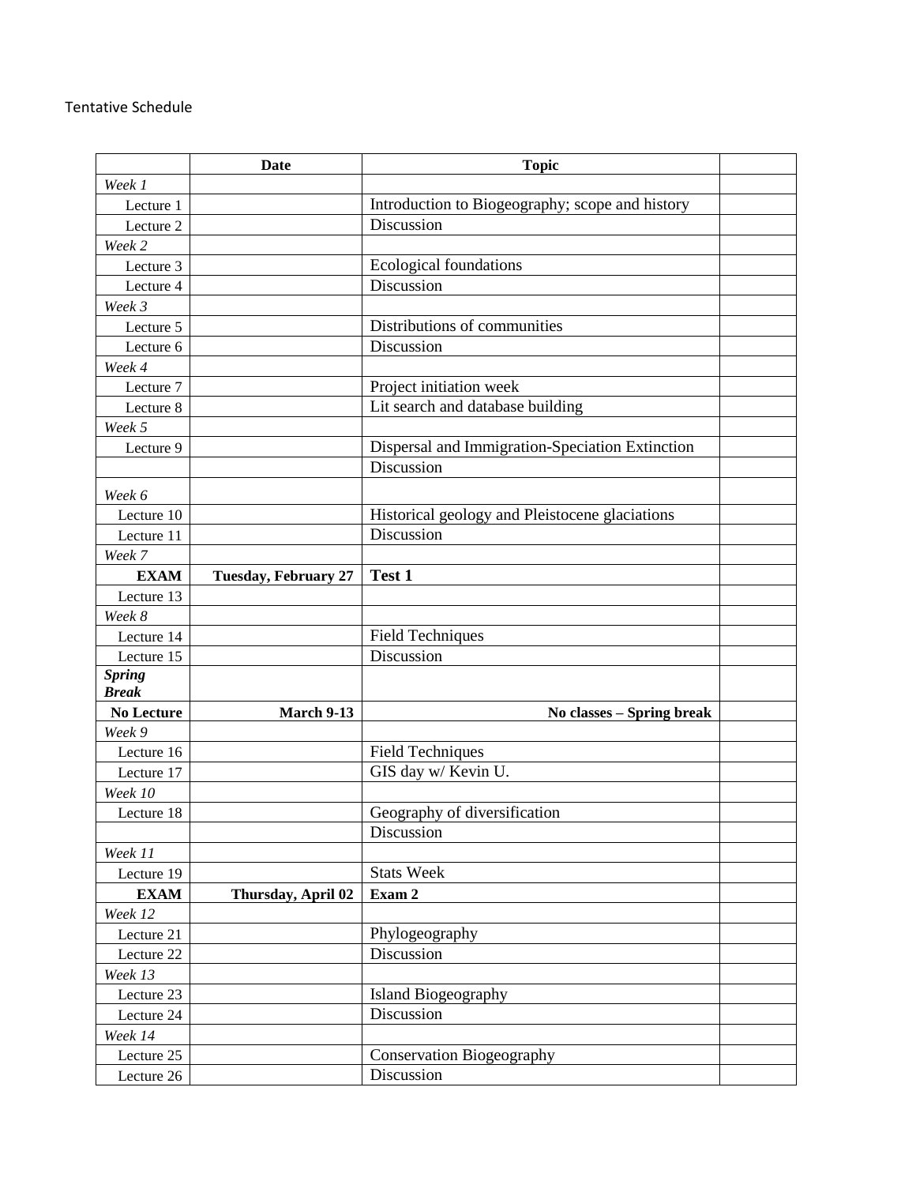Tentative Schedule

| | **Date** | **Topic** | |
|---|---|---|---|
| *Week 1* | | | |
| Lecture 1 | | Introduction to Biogeography; scope and history | |
| Lecture 2 | | Discussion | |
| *Week 2* | | | |
| Lecture 3 | | Ecological foundations | |
| Lecture 4 | | Discussion | |
| *Week 3* | | | |
| Lecture 5 | | Distributions of communities | |
| Lecture 6 | | Discussion | |
| *Week 4* | | | |
| Lecture 7 | | Project initiation week | |
| Lecture 8 | | Lit search and database building | |
| *Week 5* | | | |
| Lecture 9 | | Dispersal and Immigration-Speciation Extinction | |
| | | Discussion | |
| *Week 6* | | | |
| Lecture 10 | | Historical geology and Pleistocene glaciations | |
| Lecture 11 | | Discussion | |
| *Week 7* | | | |
| **EXAM** | **Tuesday, February 27** | **Test 1** | |
| Lecture 13 | | | |
| *Week 8* | | | |
| Lecture 14 | | Field Techniques | |
| Lecture 15 | | Discussion | |
| ***Spring Break*** | | | |
| **No Lecture** | **March 9-13** | **No classes – Spring break** | |
| *Week 9* | | | |
| Lecture 16 | | Field Techniques | |
| Lecture 17 | | GIS day w/ Kevin U. | |
| *Week 10* | | | |
| Lecture 18 | | Geography of diversification | |
| | | Discussion | |
| *Week 11* | | | |
| Lecture 19 | | Stats Week | |
| **EXAM** | **Thursday, April 02** | **Exam 2** | |
| *Week 12* | | | |
| Lecture 21 | | Phylogeography | |
| Lecture 22 | | Discussion | |
| *Week 13* | | | |
| Lecture 23 | | Island Biogeography | |
| Lecture 24 | | Discussion | |
| *Week 14* | | | |
| Lecture 25 | | Conservation Biogeography | |
| Lecture 26 | | Discussion | |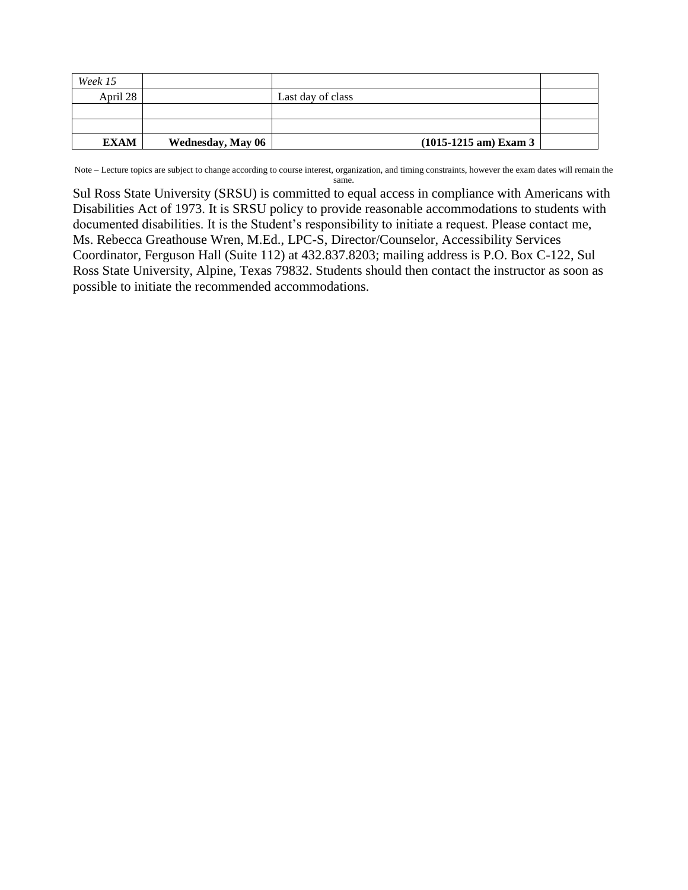| | | | |
|---|---|---|---|
| *Week 15* | | | |
| April 28 | | Last day of class | |
| | | | |
| | | | |
| **EXAM** | **Wednesday, May 06** | **(1015-1215 am) Exam 3** | |

Note – Lecture topics are subject to change according to course interest, organization, and timing constraints, however the exam dates will remain the same.

Sul Ross State University (SRSU) is committed to equal access in compliance with Americans with Disabilities Act of 1973. It is SRSU policy to provide reasonable accommodations to students with documented disabilities. It is the Student's responsibility to initiate a request. Please contact me, Ms. Rebecca Greathouse Wren, M.Ed., LPC-S, Director/Counselor, Accessibility Services Coordinator, Ferguson Hall (Suite 112) at 432.837.8203; mailing address is P.O. Box C-122, Sul Ross State University, Alpine, Texas 79832. Students should then contact the instructor as soon as possible to initiate the recommended accommodations.